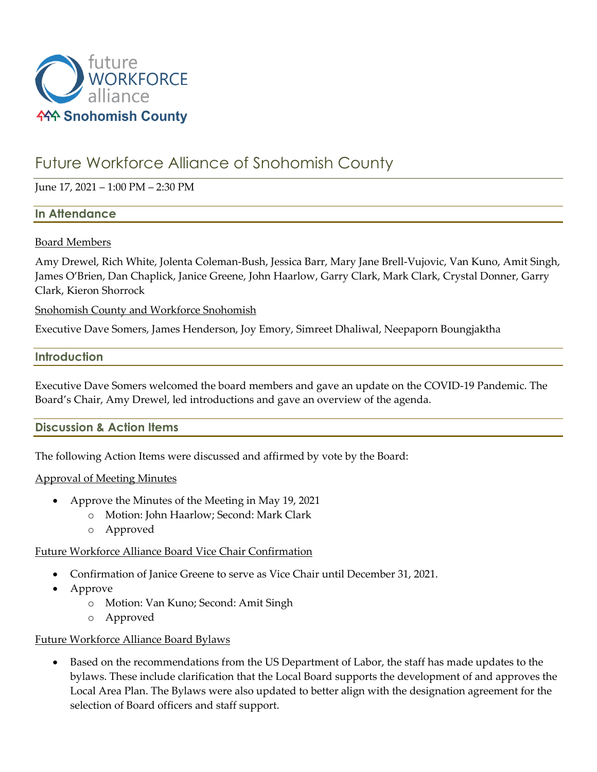# Future Workforce Alliance of Snohomish County

June 17, 2021 – 1:00 PM – 2:30 PM

## In Attendance

Board Members

Amy Drewel, Rich White, Jolenta Coleman-Bush, Jessica Barr, Mary Jane Brell-Vujovic, Van Kuno, Amit Singh, James O'Brien, Dan Chaplick, Janice Greene, John Haarlow, Garry Clark, Mark Clark, Crystal Donner, Garry Clark, Kieron Shorrock

Snohomish County and Workforce Snohomish

Executive Dave Somers, James Henderson, Joy Emory, Simreet Dhaliwal, Neepaporn Boungjaktha

## Introduction

Executive Dave Somers welcomed the board members and gave an update on the COVID-19 Pandemic. The Board's Chair, Amy Drewel, led introductions and gave an overview of the agenda.

## Discussion & Action Items

The following Action Items were discussed and affirmed by vote by the Board:

Approval of Meeting Minutes

- Approve the Minutes of the Meeting in May 19, 2021
  - Motion: John Haarlow; Second: Mark Clark
  - Approved

Future Workforce Alliance Board Vice Chair Confirmation

- Confirmation of Janice Greene to serve as Vice Chair until December 31, 2021.
- Approve
  - Motion: Van Kuno; Second: Amit Singh
  - Approved

Future Workforce Alliance Board Bylaws

- Based on the recommendations from the US Department of Labor, the staff has made updates to the bylaws. These include clarification that the Local Board supports the development of and approves the Local Area Plan. The Bylaws were also updated to better align with the designation agreement for the selection of Board officers and staff support.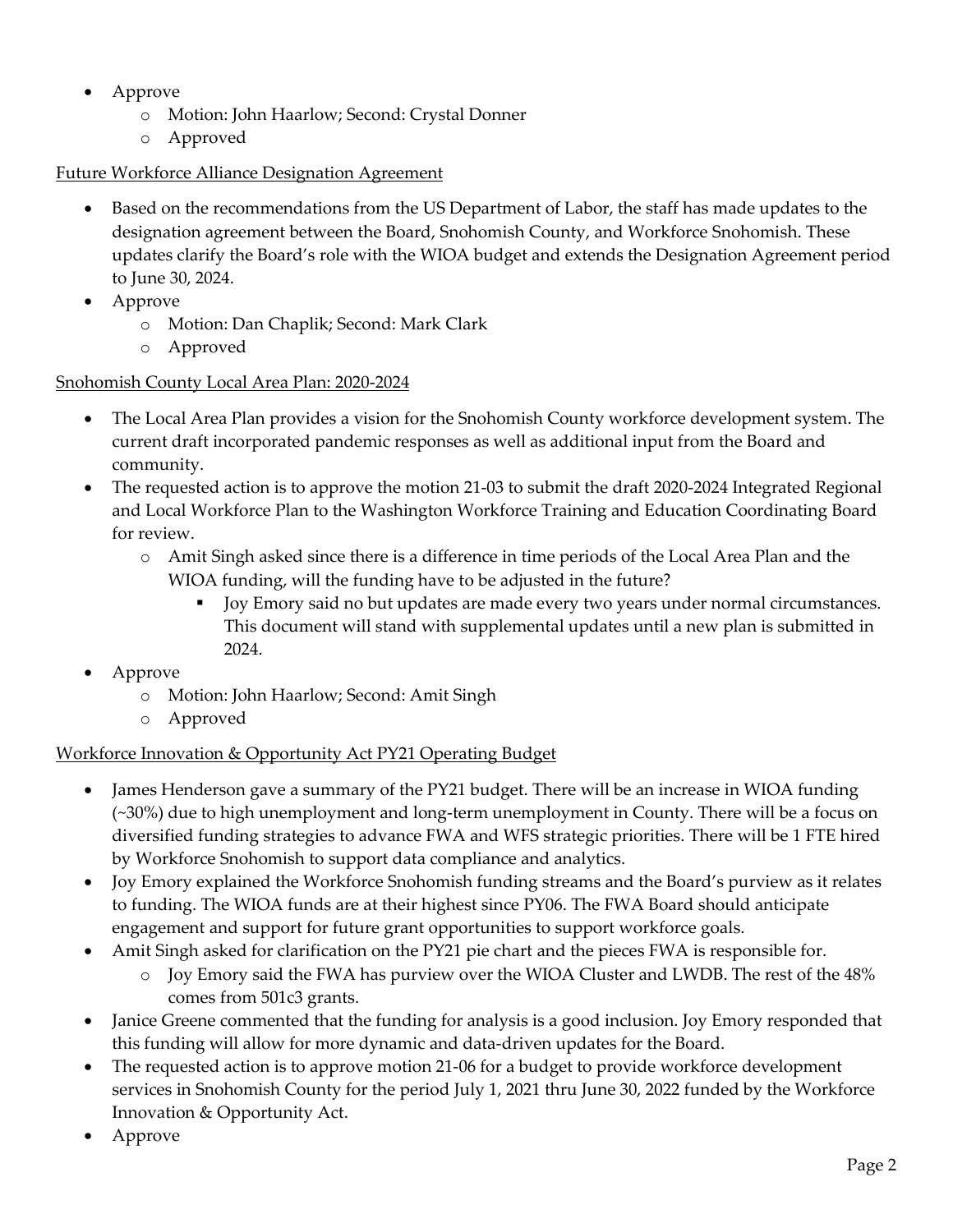- Approve
  - Motion: John Haarlow; Second: Crystal Donner
  - Approved

Future Workforce Alliance Designation Agreement

- Based on the recommendations from the US Department of Labor, the staff has made updates to the designation agreement between the Board, Snohomish County, and Workforce Snohomish. These updates clarify the Board's role with the WIOA budget and extends the Designation Agreement period to June 30, 2024.
- Approve
  - Motion: Dan Chaplik; Second: Mark Clark
  - Approved

Snohomish County Local Area Plan: 2020-2024

- The Local Area Plan provides a vision for the Snohomish County workforce development system. The current draft incorporated pandemic responses as well as additional input from the Board and community.
- The requested action is to approve the motion 21-03 to submit the draft 2020-2024 Integrated Regional and Local Workforce Plan to the Washington Workforce Training and Education Coordinating Board for review.
  - Amit Singh asked since there is a difference in time periods of the Local Area Plan and the WIOA funding, will the funding have to be adjusted in the future?
    - Joy Emory said no but updates are made every two years under normal circumstances. This document will stand with supplemental updates until a new plan is submitted in 2024.
- Approve
  - Motion: John Haarlow; Second: Amit Singh
  - Approved

Workforce Innovation & Opportunity Act PY21 Operating Budget

- James Henderson gave a summary of the PY21 budget. There will be an increase in WIOA funding (~30%) due to high unemployment and long-term unemployment in County. There will be a focus on diversified funding strategies to advance FWA and WFS strategic priorities. There will be 1 FTE hired by Workforce Snohomish to support data compliance and analytics.
- Joy Emory explained the Workforce Snohomish funding streams and the Board's purview as it relates to funding. The WIOA funds are at their highest since PY06. The FWA Board should anticipate engagement and support for future grant opportunities to support workforce goals.
- Amit Singh asked for clarification on the PY21 pie chart and the pieces FWA is responsible for.
  - Joy Emory said the FWA has purview over the WIOA Cluster and LWDB. The rest of the 48% comes from 501c3 grants.
- Janice Greene commented that the funding for analysis is a good inclusion. Joy Emory responded that this funding will allow for more dynamic and data-driven updates for the Board.
- The requested action is to approve motion 21-06 for a budget to provide workforce development services in Snohomish County for the period July 1, 2021 thru June 30, 2022 funded by the Workforce Innovation & Opportunity Act.
- Approve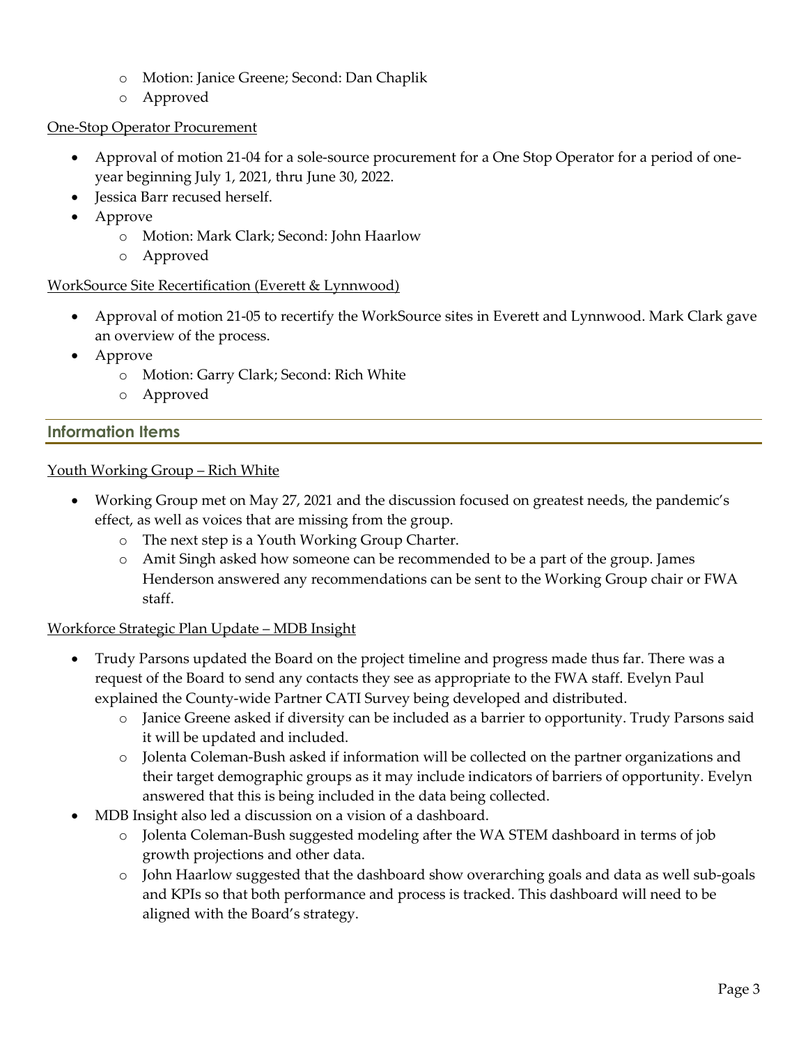- Motion: Janice Greene; Second: Dan Chaplik
- Approved

One-Stop Operator Procurement

- Approval of motion 21-04 for a sole-source procurement for a One Stop Operator for a period of one-year beginning July 1, 2021, thru June 30, 2022.
- Jessica Barr recused herself.
- Approve
  - Motion: Mark Clark; Second: John Haarlow
  - Approved

WorkSource Site Recertification (Everett & Lynnwood)

- Approval of motion 21-05 to recertify the WorkSource sites in Everett and Lynnwood. Mark Clark gave an overview of the process.
- Approve
  - Motion: Garry Clark; Second: Rich White
  - Approved

## Information Items

Youth Working Group – Rich White

- Working Group met on May 27, 2021 and the discussion focused on greatest needs, the pandemic's effect, as well as voices that are missing from the group.
  - The next step is a Youth Working Group Charter.
  - Amit Singh asked how someone can be recommended to be a part of the group. James Henderson answered any recommendations can be sent to the Working Group chair or FWA staff.

Workforce Strategic Plan Update – MDB Insight

- Trudy Parsons updated the Board on the project timeline and progress made thus far. There was a request of the Board to send any contacts they see as appropriate to the FWA staff. Evelyn Paul explained the County-wide Partner CATI Survey being developed and distributed.
  - Janice Greene asked if diversity can be included as a barrier to opportunity. Trudy Parsons said it will be updated and included.
  - Jolenta Coleman-Bush asked if information will be collected on the partner organizations and their target demographic groups as it may include indicators of barriers of opportunity. Evelyn answered that this is being included in the data being collected.
- MDB Insight also led a discussion on a vision of a dashboard.
  - Jolenta Coleman-Bush suggested modeling after the WA STEM dashboard in terms of job growth projections and other data.
  - John Haarlow suggested that the dashboard show overarching goals and data as well sub-goals and KPIs so that both performance and process is tracked. This dashboard will need to be aligned with the Board's strategy.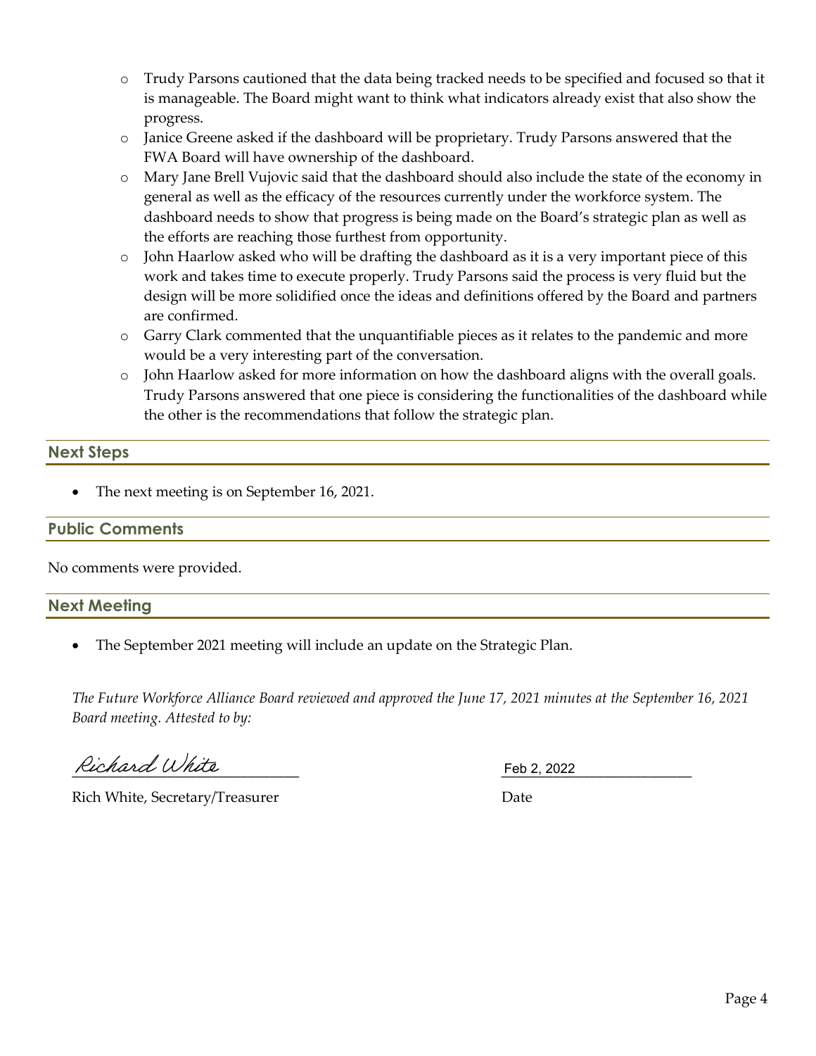- Trudy Parsons cautioned that the data being tracked needs to be specified and focused so that it is manageable. The Board might want to think what indicators already exist that also show the progress.
- Janice Greene asked if the dashboard will be proprietary. Trudy Parsons answered that the FWA Board will have ownership of the dashboard.
- Mary Jane Brell Vujovic said that the dashboard should also include the state of the economy in general as well as the efficacy of the resources currently under the workforce system. The dashboard needs to show that progress is being made on the Board's strategic plan as well as the efforts are reaching those furthest from opportunity.
- John Haarlow asked who will be drafting the dashboard as it is a very important piece of this work and takes time to execute properly. Trudy Parsons said the process is very fluid but the design will be more solidified once the ideas and definitions offered by the Board and partners are confirmed.
- Garry Clark commented that the unquantifiable pieces as it relates to the pandemic and more would be a very interesting part of the conversation.
- John Haarlow asked for more information on how the dashboard aligns with the overall goals. Trudy Parsons answered that one piece is considering the functionalities of the dashboard while the other is the recommendations that follow the strategic plan.

## Next Steps

- The next meeting is on September 16, 2021.

## Public Comments

No comments were provided.

## Next Meeting

- The September 2021 meeting will include an update on the Strategic Plan.

*The Future Workforce Alliance Board reviewed and approved the June 17, 2021 minutes at the September 16, 2021 Board meeting. Attested to by:*

Richard White ____________________ Feb 2, 2022 ____________________

Rich White, Secretary/Treasurer Date